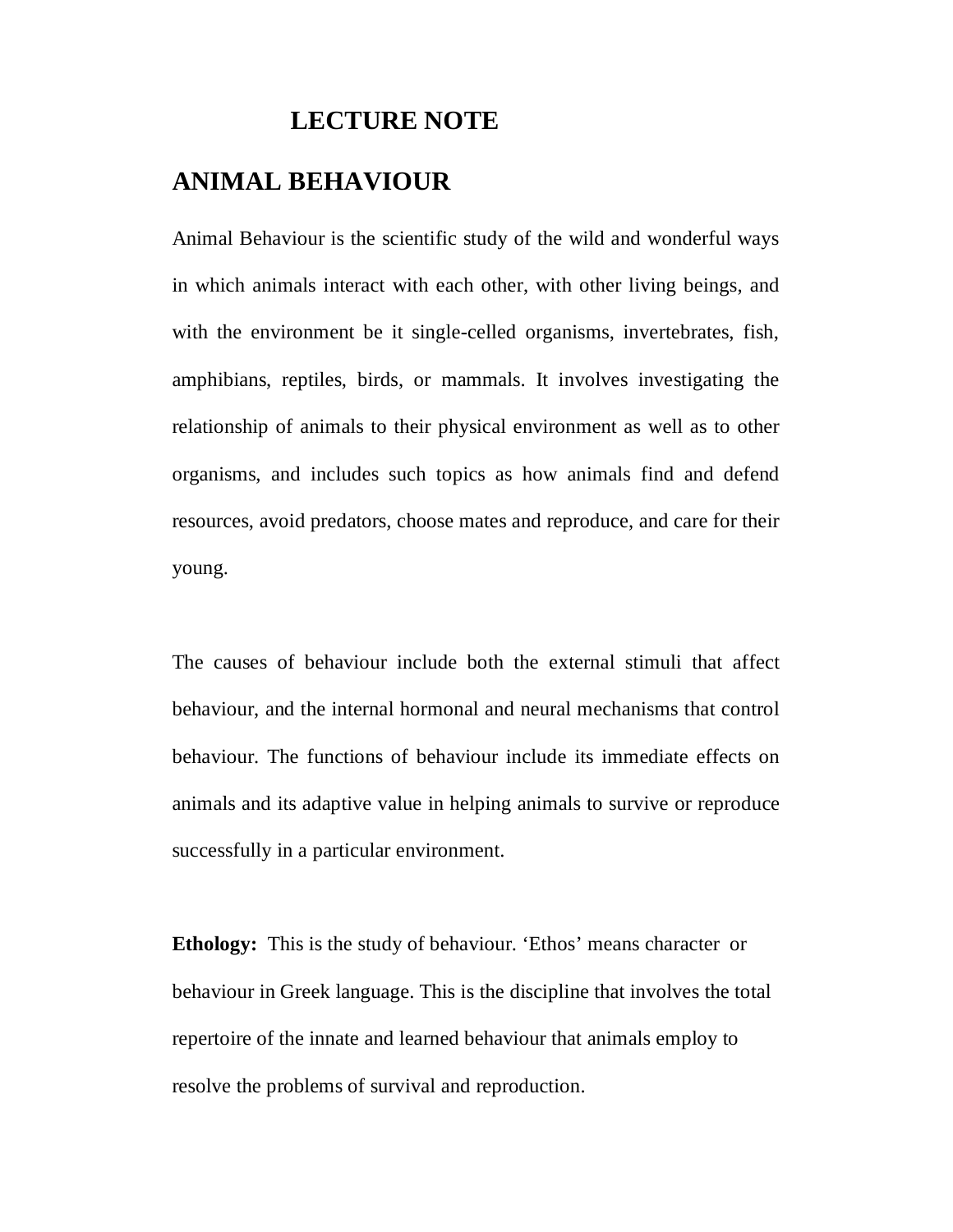# LECTURE NOTE

## ANIMAL BEHAVIOUR

Animal Behaviour is the scientific study of the wild and wonderful ways in which animals interact with each other, with other living beings, and with the environment be it single-celled organisms, invertebrates, fish, amphibians, reptiles, birds, or mammals. It involves investigating the relationship of animals to their physical environment as well as to other organisms, and includes such topics as how animals find and defend resources, avoid predators, choose mates and reproduce, and care for their young.

The causes of behaviour include both the external stimuli that affect behaviour, and the internal hormonal and neural mechanisms that control behaviour. The functions of behaviour include its immediate effects on animals and its adaptive value in helping animals to survive or reproduce successfully in a particular environment.

**Ethology:** This is the study of behaviour. 'Ethos' means character or behaviour in Greek language. This is the discipline that involves the total repertoire of the innate and learned behaviour that animals employ to resolve the problems of survival and reproduction.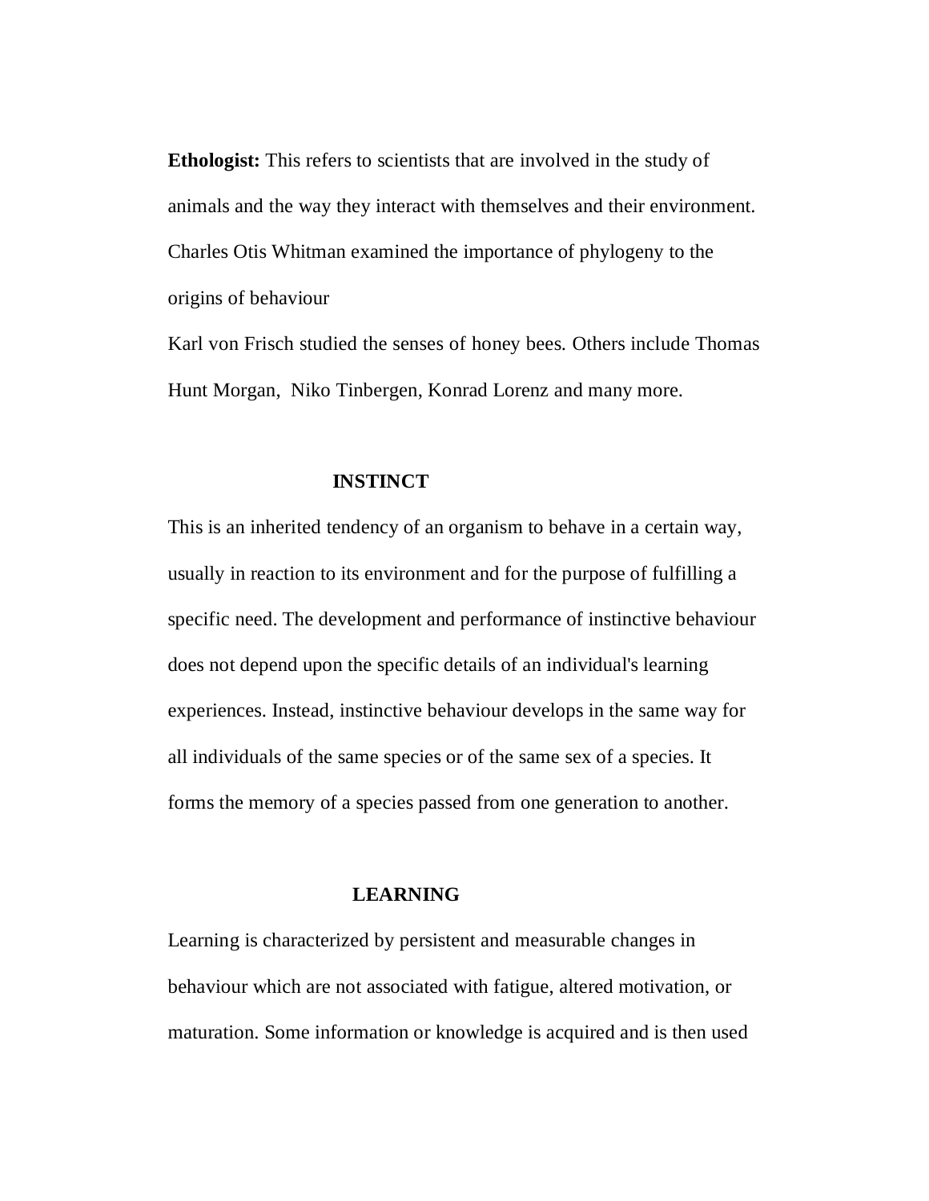**Ethologist:** This refers to scientists that are involved in the study of animals and the way they interact with themselves and their environment. Charles Otis Whitman examined the importance of phylogeny to the origins of behaviour

Karl von Frisch studied the senses of honey bees. Others include Thomas Hunt Morgan, Niko Tinbergen, Konrad Lorenz and many more.

## INSTINCT

This is an inherited tendency of an organism to behave in a certain way, usually in reaction to its environment and for the purpose of fulfilling a specific need. The development and performance of instinctive behaviour does not depend upon the specific details of an individual's learning experiences. Instead, instinctive behaviour develops in the same way for all individuals of the same species or of the same sex of a species. It forms the memory of a species passed from one generation to another.

## LEARNING

Learning is characterized by persistent and measurable changes in behaviour which are not associated with fatigue, altered motivation, or maturation. Some information or knowledge is acquired and is then used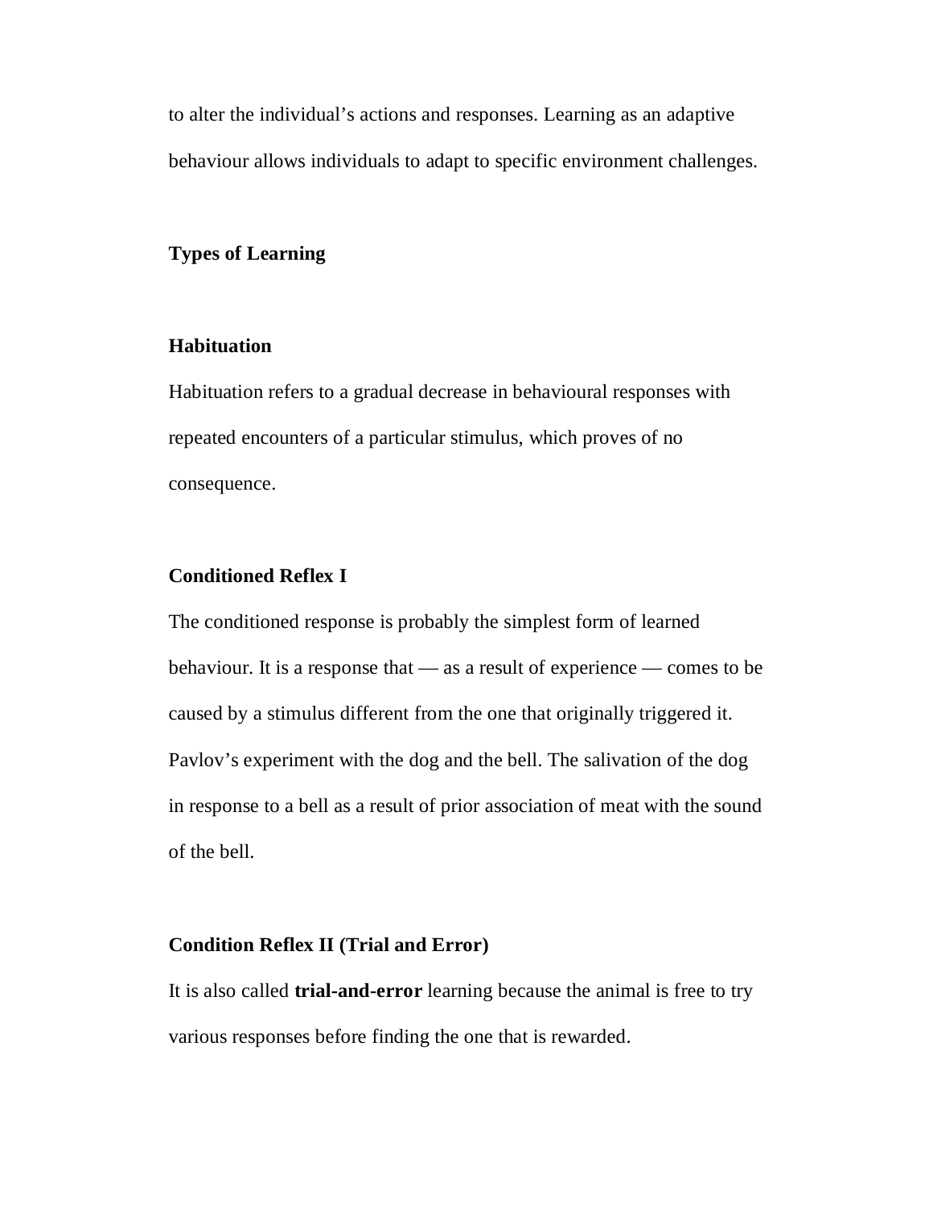to alter the individual’s actions and responses. Learning as an adaptive behaviour allows individuals to adapt to specific environment challenges.

## Types of Learning

### Habituation

Habituation refers to a gradual decrease in behavioural responses with repeated encounters of a particular stimulus, which proves of no consequence.

### Conditioned Reflex I

The conditioned response is probably the simplest form of learned behaviour. It is a response that — as a result of experience — comes to be caused by a stimulus different from the one that originally triggered it. Pavlov’s experiment with the dog and the bell. The salivation of the dog in response to a bell as a result of prior association of meat with the sound of the bell.

### Condition Reflex II (Trial and Error)

It is also called **trial-and-error** learning because the animal is free to try various responses before finding the one that is rewarded.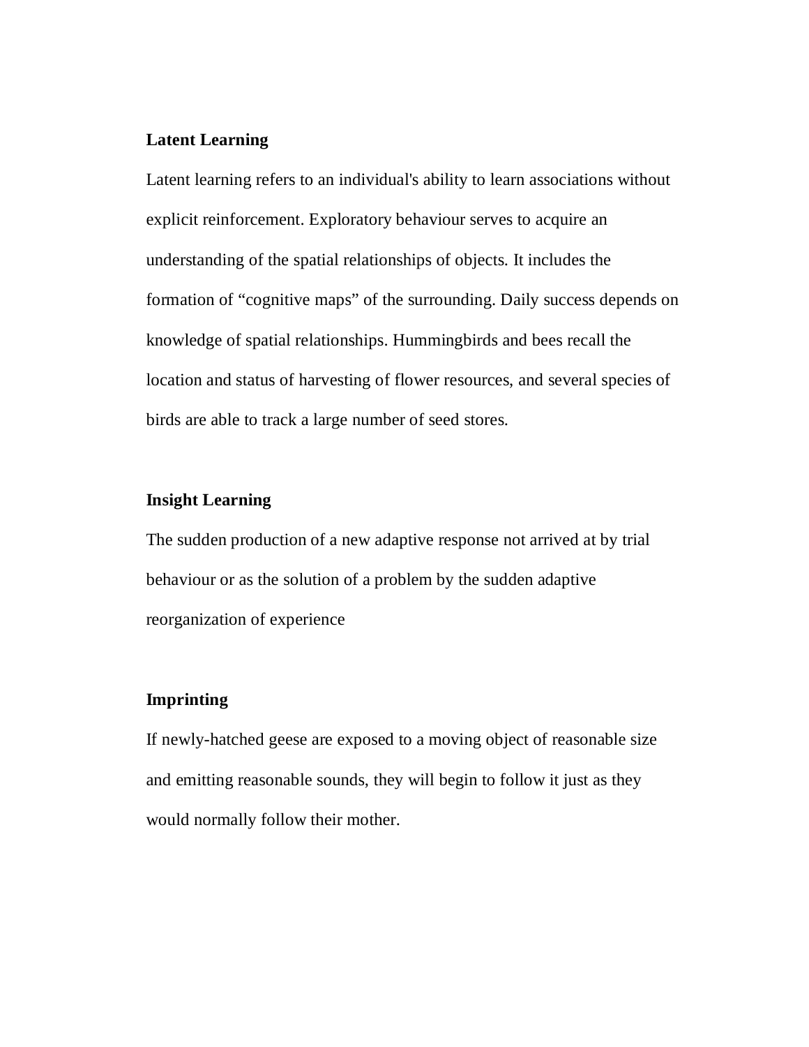**Latent Learning**

Latent learning refers to an individual's ability to learn associations without explicit reinforcement. Exploratory behaviour serves to acquire an understanding of the spatial relationships of objects. It includes the formation of "cognitive maps" of the surrounding. Daily success depends on knowledge of spatial relationships. Hummingbirds and bees recall the location and status of harvesting of flower resources, and several species of birds are able to track a large number of seed stores.

**Insight Learning**

The sudden production of a new adaptive response not arrived at by trial behaviour or as the solution of a problem by the sudden adaptive reorganization of experience

**Imprinting**

If newly-hatched geese are exposed to a moving object of reasonable size and emitting reasonable sounds, they will begin to follow it just as they would normally follow their mother.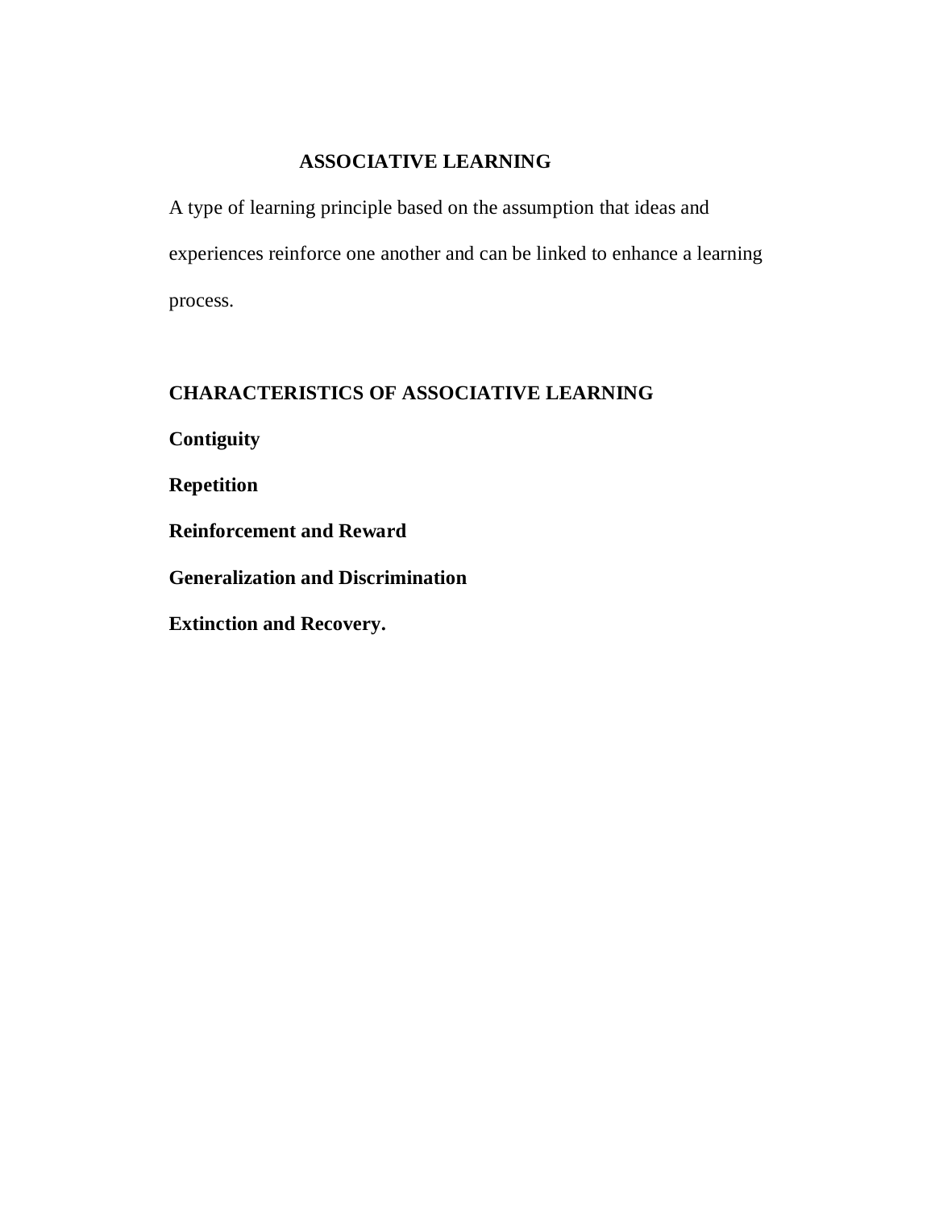# ASSOCIATIVE LEARNING

A type of learning principle based on the assumption that ideas and experiences reinforce one another and can be linked to enhance a learning process.

## CHARACTERISTICS OF ASSOCIATIVE LEARNING

**Contiguity**

**Repetition**

**Reinforcement and Reward**

**Generalization and Discrimination**

**Extinction and Recovery.**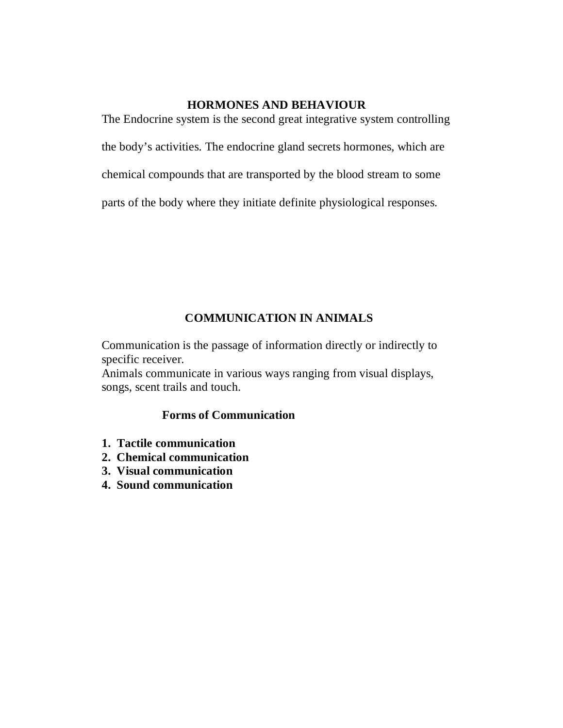## HORMONES AND BEHAVIOUR

The Endocrine system is the second great integrative system controlling the body's activities. The endocrine gland secrets hormones, which are chemical compounds that are transported by the blood stream to some parts of the body where they initiate definite physiological responses.

## COMMUNICATION IN ANIMALS

Communication is the passage of information directly or indirectly to specific receiver.
Animals communicate in various ways ranging from visual displays, songs, scent trails and touch.

### Forms of Communication

1. **Tactile communication**
2. **Chemical communication**
3. **Visual communication**
4. **Sound communication**